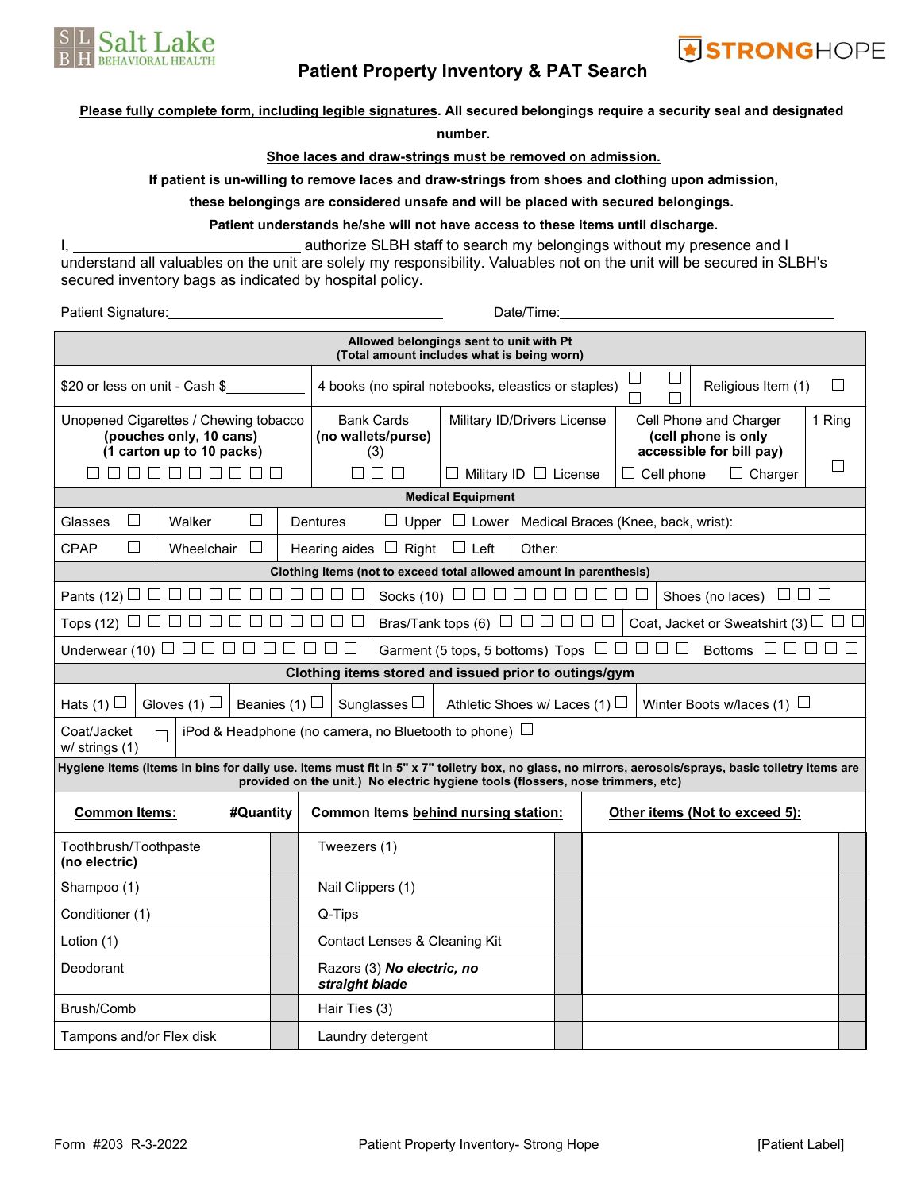Salt Lake Behavioral Health

STRONGHOPE

# Patient Property Inventory & PAT Search

**Please fully complete form, including legible signatures. All secured belongings require a security seal and designated number.**

**Shoe laces and draw-strings must be removed on admission.**

**If patient is un-willing to remove laces and draw-strings from shoes and clothing upon admission, these belongings are considered unsafe and will be placed with secured belongings.**

**Patient understands he/she will not have access to these items until discharge.**

I, ___________________________ authorize SLBH staff to search my belongings without my presence and I understand all valuables on the unit are solely my responsibility. Valuables not on the unit will be secured in SLBH's secured inventory bags as indicated by hospital policy.

Patient Signature: ______________________________ Date/Time: ______________________________

| **Allowed belongings sent to unit with Pt (Total amount includes what is being worn)** | | | | |
|---|---|---|---|---|
| $20 or less on unit - Cash $__________ | 4 books (no spiral notebooks, eleastics or staples) ☐ ☐ ☐ ☐ | | Religious Item (1) ☐ | |
| Unopened Cigarettes / Chewing tobacco **(pouches only, 10 cans) (1 carton up to 10 packs)** ☐ ☐ ☐ ☐ ☐ ☐ ☐ ☐ ☐ ☐ | Bank Cards **(no wallets/purse)** (3) ☐ ☐ ☐ | Military ID/Drivers License ☐ Military ID ☐ License | Cell Phone and Charger **(cell phone is only accessible for bill pay)** ☐ Cell phone ☐ Charger | 1 Ring ☐ |

| **Medical Equipment** | | | |
|---|---|---|---|
| Glasses ☐ | Walker ☐ | Dentures ☐ Upper ☐ Lower | Medical Braces (Knee, back, wrist): |
| CPAP ☐ | Wheelchair ☐ | Hearing aides ☐ Right ☐ Left | Other: |

| **Clothing Items (not to exceed total allowed amount in parenthesis)** | | |
|---|---|---|
| Pants (12) ☐ ☐ ☐ ☐ ☐ ☐ ☐ ☐ ☐ ☐ ☐ ☐ | Socks (10) ☐ ☐ ☐ ☐ ☐ ☐ ☐ ☐ ☐ ☐ | Shoes (no laces) ☐ ☐ ☐ |
| Tops (12) ☐ ☐ ☐ ☐ ☐ ☐ ☐ ☐ ☐ ☐ ☐ ☐ | Bras/Tank tops (6) ☐ ☐ ☐ ☐ ☐ ☐ | Coat, Jacket or Sweatshirt (3) ☐ ☐ ☐ |
| Underwear (10) ☐ ☐ ☐ ☐ ☐ ☐ ☐ ☐ ☐ ☐ | Garment (5 tops, 5 bottoms) Tops ☐ ☐ ☐ ☐ ☐ Bottoms ☐ ☐ ☐ ☐ ☐ | |

| **Clothing items stored and issued prior to outings/gym** | | | | | |
|---|---|---|---|---|---|
| Hats (1) ☐ | Gloves (1) ☐ | Beanies (1) ☐ | Sunglasses ☐ | Athletic Shoes w/ Laces (1) ☐ | Winter Boots w/laces (1) ☐ |
| Coat/Jacket w/ strings (1) ☐ | iPod & Headphone (no camera, no Bluetooth to phone) ☐ | | | | |

**Hygiene Items (Items in bins for daily use. Items must fit in 5" x 7" toiletry box, no glass, no mirrors, aerosols/sprays, basic toiletry items are provided on the unit.) No electric hygiene tools (flossers, nose trimmers, etc)**

| **Common Items:** | **#Quantity** | **Common Items behind nursing station:** | | **Other items (Not to exceed 5):** | |
|---|---|---|---|---|---|
| Toothbrush/Toothpaste **(no electric)** | | Tweezers (1) | | | |
| Shampoo (1) | | Nail Clippers (1) | | | |
| Conditioner (1) | | Q-Tips | | | |
| Lotion (1) | | Contact Lenses & Cleaning Kit | | | |
| Deodorant | | Razors (3) ***No electric, no straight blade*** | | | |
| Brush/Comb | | Hair Ties (3) | | | |
| Tampons and/or Flex disk | | Laundry detergent | | | |

Form #203 R-3-2022 Patient Property Inventory- Strong Hope [Patient Label]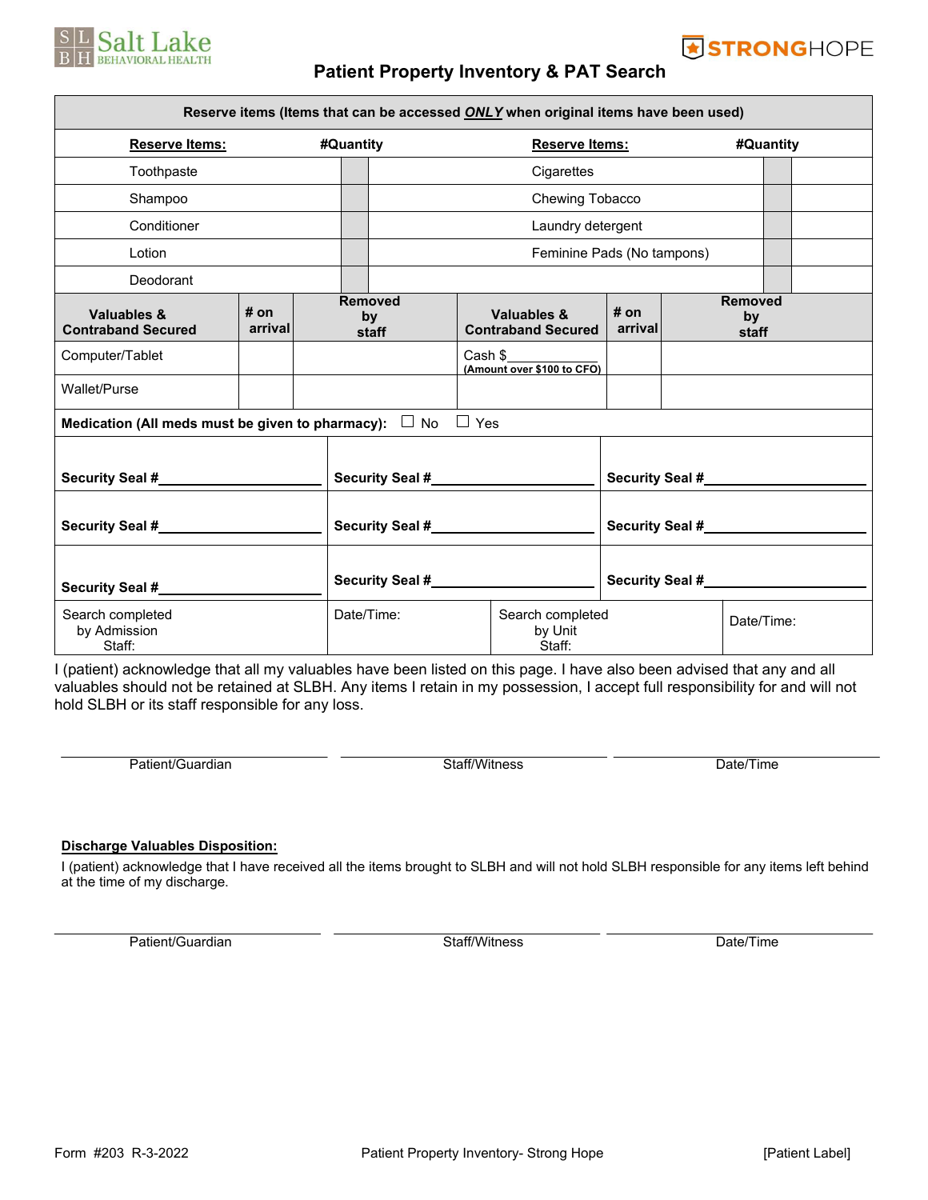Salt Lake Behavioral Health | STRONGHOPE

# Patient Property Inventory & PAT Search

| Reserve items (Items that can be accessed ***ONLY*** when original items have been used) | | | | | |
|---|---|---|---|---|---|
| **Reserve Items:** | **#Quantity** | | **Reserve Items:** | **#Quantity** | |
| Toothpaste | | | Cigarettes | | |
| Shampoo | | | Chewing Tobacco | | |
| Conditioner | | | Laundry detergent | | |
| Lotion | | | Feminine Pads (No tampons) | | |
| Deodorant | | | | | |

| **Valuables & Contraband Secured** | **# on arrival** | **Removed by staff** | **Valuables & Contraband Secured** | **# on arrival** | **Removed by staff** |
|---|---|---|---|---|---|
| Computer/Tablet | | | Cash $\_\_\_\_\_\_\_\_ (Amount over $100 to CFO) | | |
| Wallet/Purse | | | | | |

**Medication (All meds must be given to pharmacy):** ☐ No ☐ Yes

| | | |
|---|---|---|
| **Security Seal #**\_\_\_\_\_\_\_\_\_\_\_\_\_\_\_\_ | **Security Seal #**\_\_\_\_\_\_\_\_\_\_\_\_\_\_\_\_ | **Security Seal #**\_\_\_\_\_\_\_\_\_\_\_\_\_\_\_\_ |
| **Security Seal #**\_\_\_\_\_\_\_\_\_\_\_\_\_\_\_\_ | **Security Seal #**\_\_\_\_\_\_\_\_\_\_\_\_\_\_\_\_ | **Security Seal #**\_\_\_\_\_\_\_\_\_\_\_\_\_\_\_\_ |
| **Security Seal #**\_\_\_\_\_\_\_\_\_\_\_\_\_\_\_\_ | **Security Seal #**\_\_\_\_\_\_\_\_\_\_\_\_\_\_\_\_ | **Security Seal #**\_\_\_\_\_\_\_\_\_\_\_\_\_\_\_\_ |

| | | | |
|---|---|---|---|
| Search completed by Admission Staff: | Date/Time: | Search completed by Unit Staff: | Date/Time: |

I (patient) acknowledge that all my valuables have been listed on this page. I have also been advised that any and all valuables should not be retained at SLBH. Any items I retain in my possession, I accept full responsibility for and will not hold SLBH or its staff responsible for any loss.

\_\_\_\_\_\_\_\_\_\_\_\_\_\_\_\_\_\_\_\_ Patient/Guardian    \_\_\_\_\_\_\_\_\_\_\_\_\_\_\_\_\_\_\_\_ Staff/Witness    \_\_\_\_\_\_\_\_\_\_\_\_\_\_\_\_\_\_\_\_ Date/Time

**Discharge Valuables Disposition:**

I (patient) acknowledge that I have received all the items brought to SLBH and will not hold SLBH responsible for any items left behind at the time of my discharge.

\_\_\_\_\_\_\_\_\_\_\_\_\_\_\_\_\_\_\_\_ Patient/Guardian    \_\_\_\_\_\_\_\_\_\_\_\_\_\_\_\_\_\_\_\_ Staff/Witness    \_\_\_\_\_\_\_\_\_\_\_\_\_\_\_\_\_\_\_\_ Date/Time

Form #203 R-3-2022    Patient Property Inventory- Strong Hope    [Patient Label]